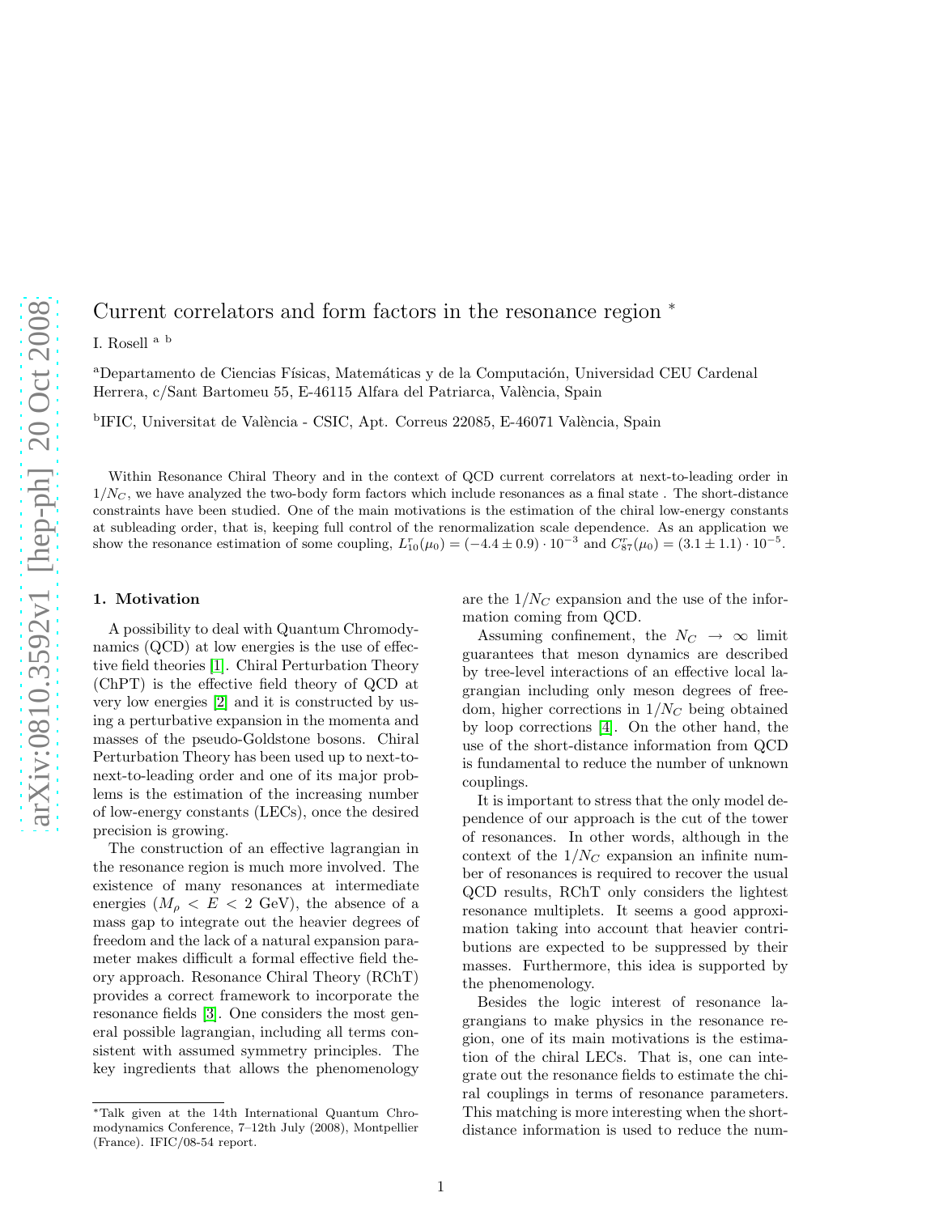# Current correlators and form factors in the resonance region *

I. Rosell [a] [b]

[a]Departamento de Ciencias Físicas, Matemáticas y de la Computación, Universidad CEU Cardenal Herrera, c/Sant Bartomeu 55, E-46115 Alfara del Patriarca, València, Spain

[b]IFIC, Universitat de València - CSIC, Apt. Correus 22085, E-46071 València, Spain

Within Resonance Chiral Theory and in the context of QCD current correlators at next-to-leading order in $1/N_C$, we have analyzed the two-body form factors which include resonances as a final state . The short-distance constraints have been studied. One of the main motivations is the estimation of the chiral low-energy constants at subleading order, that is, keeping full control of the renormalization scale dependence. As an application we show the resonance estimation of some coupling, $L_{10}^r(\mu_0) = (-4.4 \pm 0.9) \cdot 10^{-3}$ and $C_{87}^r(\mu_0) = (3.1 \pm 1.1) \cdot 10^{-5}$.

## 1. Motivation

A possibility to deal with Quantum Chromodynamics (QCD) at low energies is the use of effective field theories [1]. Chiral Perturbation Theory (ChPT) is the effective field theory of QCD at very low energies [2] and it is constructed by using a perturbative expansion in the momenta and masses of the pseudo-Goldstone bosons. Chiral Perturbation Theory has been used up to next-to-next-to-leading order and one of its major problems is the estimation of the increasing number of low-energy constants (LECs), once the desired precision is growing.

The construction of an effective lagrangian in the resonance region is much more involved. The existence of many resonances at intermediate energies ($M_\rho < E < 2$ GeV), the absence of a mass gap to integrate out the heavier degrees of freedom and the lack of a natural expansion parameter makes difficult a formal effective field theory approach. Resonance Chiral Theory (RChT) provides a correct framework to incorporate the resonance fields [3]. One considers the most general possible lagrangian, including all terms consistent with assumed symmetry principles. The key ingredients that allows the phenomenology are the $1/N_C$ expansion and the use of the information coming from QCD.

Assuming confinement, the $N_C \to \infty$ limit guarantees that meson dynamics are described by tree-level interactions of an effective local lagrangian including only meson degrees of freedom, higher corrections in $1/N_C$ being obtained by loop corrections [4]. On the other hand, the use of the short-distance information from QCD is fundamental to reduce the number of unknown couplings.

It is important to stress that the only model dependence of our approach is the cut of the tower of resonances. In other words, although in the context of the $1/N_C$ expansion an infinite number of resonances is required to recover the usual QCD results, RChT only considers the lightest resonance multiplets. It seems a good approximation taking into account that heavier contributions are expected to be suppressed by their masses. Furthermore, this idea is supported by the phenomenology.

Besides the logic interest of resonance lagrangians to make physics in the resonance region, one of its main motivations is the estimation of the chiral LECs. That is, one can integrate out the resonance fields to estimate the chiral couplings in terms of resonance parameters. This matching is more interesting when the short-distance information is used to reduce the num-

*Talk given at the 14th International Quantum Chromodynamics Conference, 7–12th July (2008), Montpellier (France). IFIC/08-54 report.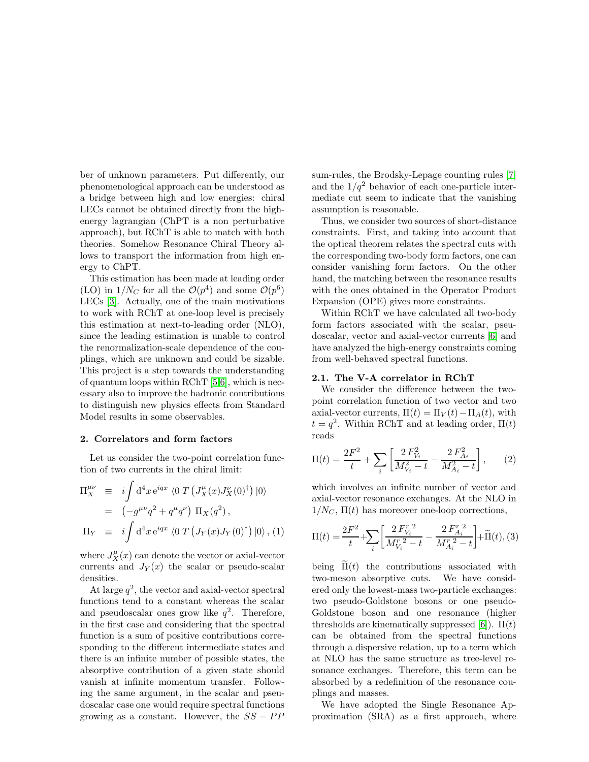ber of unknown parameters. Put differently, our phenomenological approach can be understood as a bridge between high and low energies: chiral LECs cannot be obtained directly from the high-energy lagrangian (ChPT is a non perturbative approach), but RChT is able to match with both theories. Somehow Resonance Chiral Theory allows to transport the information from high energy to ChPT.

This estimation has been made at leading order (LO) in $1/N_C$ for all the $\mathcal{O}(p^4)$ and some $\mathcal{O}(p^6)$ LECs [3]. Actually, one of the main motivations to work with RChT at one-loop level is precisely this estimation at next-to-leading order (NLO), since the leading estimation is unable to control the renormalization-scale dependence of the couplings, which are unknown and could be sizable. This project is a step towards the understanding of quantum loops within RChT [5,6], which is necessary also to improve the hadronic contributions to distinguish new physics effects from Standard Model results in some observables.

## 2. Correlators and form factors

Let us consider the two-point correlation function of two currents in the chiral limit:

$$
\begin{aligned}
\Pi_X^{\mu\nu} &\equiv i\int \mathrm{d}^4x\, \mathrm{e}^{iqx} \, \langle 0|T\left(J_X^\mu(x) J_X^\nu(0)^\dagger\right)|0\rangle \\
&= \left(-g^{\mu\nu}q^2 + q^\mu q^\nu\right)\, \Pi_X(q^2)\,, \\
\Pi_Y &\equiv i\int \mathrm{d}^4x\, \mathrm{e}^{iqx} \, \langle 0|T\left(J_Y(x) J_Y(0)^\dagger\right)|0\rangle\,, \quad (1)
\end{aligned}
$$

where $J_X^\mu(x)$ can denote the vector or axial-vector currents and $J_Y(x)$ the scalar or pseudo-scalar densities.

At large $q^2$, the vector and axial-vector spectral functions tend to a constant whereas the scalar and pseudoscalar ones grow like $q^2$. Therefore, in the first case and considering that the spectral function is a sum of positive contributions corresponding to the different intermediate states and there is an infinite number of possible states, the absorptive contribution of a given state should vanish at infinite momentum transfer. Following the same argument, in the scalar and pseudoscalar case one would require spectral functions growing as a constant. However, the $SS-PP$ sum-rules, the Brodsky-Lepage counting rules [7] and the $1/q^2$ behavior of each one-particle intermediate cut seem to indicate that the vanishing assumption is reasonable.

Thus, we consider two sources of short-distance constraints. First, and taking into account that the optical theorem relates the spectral cuts with the corresponding two-body form factors, one can consider vanishing form factors. On the other hand, the matching between the resonance results with the ones obtained in the Operator Product Expansion (OPE) gives more constraints.

Within RChT we have calculated all two-body form factors associated with the scalar, pseudoscalar, vector and axial-vector currents [6] and have analyzed the high-energy constraints coming from well-behaved spectral functions.

### 2.1. The V-A correlator in RChT

We consider the difference between the two-point correlation function of two vector and two axial-vector currents, $\Pi(t) = \Pi_V(t) - \Pi_A(t)$, with $t = q^2$. Within RChT and at leading order, $\Pi(t)$ reads

$$
\Pi(t) = \frac{2F^2}{t} + \sum_i \left[ \frac{2\,F_{V_i}^2}{M_{V_i}^2 - t} - \frac{2\,F_{A_i}^2}{M_{A_i}^2 - t} \right], \qquad (2)
$$

which involves an infinite number of vector and axial-vector resonance exchanges. At the NLO in $1/N_C$, $\Pi(t)$ has moreover one-loop corrections,

$$
\Pi(t) = \frac{2F^2}{t} + \sum_i \left[ \frac{2\,F_{V_i}^{r\,2}}{M_{V_i}^{r\,2} - t} - \frac{2\,F_{A_i}^{r\,2}}{M_{A_i}^{r\,2} - t} \right] + \widetilde{\Pi}(t), \quad (3)
$$

being $\widetilde{\Pi}(t)$ the contributions associated with two-meson absorptive cuts. We have considered only the lowest-mass two-particle exchanges: two pseudo-Goldstone bosons or one pseudo-Goldstone boson and one resonance (higher thresholds are kinematically suppressed [6]). $\Pi(t)$ can be obtained from the spectral functions through a dispersive relation, up to a term which at NLO has the same structure as tree-level resonance exchanges. Therefore, this term can be absorbed by a redefinition of the resonance couplings and masses.

We have adopted the Single Resonance Approximation (SRA) as a first approach, where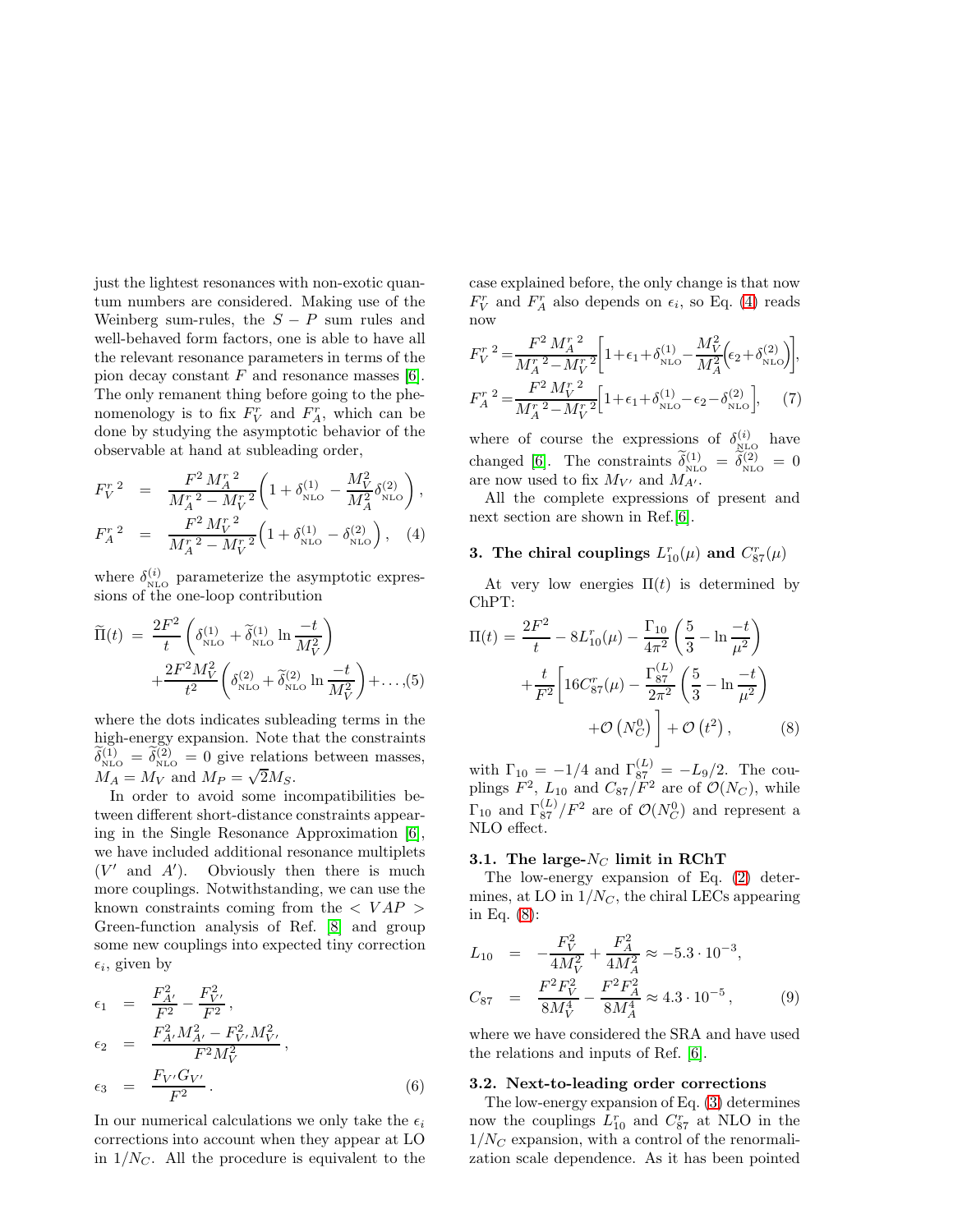just the lightest resonances with non-exotic quantum numbers are considered. Making use of the Weinberg sum-rules, the $S-P$ sum rules and well-behaved form factors, one is able to have all the relevant resonance parameters in terms of the pion decay constant $F$ and resonance masses [6]. The only remanent thing before going to the phenomenology is to fix $F_V^r$ and $F_A^r$, which can be done by studying the asymptotic behavior of the observable at hand at subleading order,

$$
\begin{aligned}
F_V^{r\,2} &= \frac{F^2 M_A^{r\,2}}{M_A^{r\,2}-M_V^{r\,2}}\left(1+\delta^{(1)}_{\rm NLO}-\frac{M_V^2}{M_A^2}\delta^{(2)}_{\rm NLO}\right), \\
F_A^{r\,2} &= \frac{F^2 M_V^{r\,2}}{M_A^{r\,2}-M_V^{r\,2}}\left(1+\delta^{(1)}_{\rm NLO}-\delta^{(2)}_{\rm NLO}\right), \quad (4)
\end{aligned}
$$

where $\delta^{(i)}_{\rm NLO}$ parameterize the asymptotic expressions of the one-loop contribution

$$
\begin{aligned}
\widetilde{\Pi}(t) &= \frac{2F^2}{t}\left(\delta^{(1)}_{\rm NLO}+\widetilde{\delta}^{(1)}_{\rm NLO}\ln\frac{-t}{M_V^2}\right) \\
&\quad +\frac{2F^2M_V^2}{t^2}\left(\delta^{(2)}_{\rm NLO}+\widetilde{\delta}^{(2)}_{\rm NLO}\ln\frac{-t}{M_V^2}\right)+\ldots, (5)
\end{aligned}
$$

where the dots indicates subleading terms in the high-energy expansion. Note that the constraints $\widetilde{\delta}^{(1)}_{\rm NLO}=\widetilde{\delta}^{(2)}_{\rm NLO}=0$ give relations between masses, $M_A=M_V$ and $M_P=\sqrt{2}M_S$.

In order to avoid some incompatibilities between different short-distance constraints appearing in the Single Resonance Approximation [6], we have included additional resonance multiplets ($V'$ and $A'$). Obviously then there is much more couplings. Notwithstanding, we can use the known constraints coming from the $< VAP >$ Green-function analysis of Ref. [8] and group some new couplings into expected tiny correction $\epsilon_i$, given by

$$
\begin{aligned}
\epsilon_1 &= \frac{F_{A'}^2}{F^2}-\frac{F_{V'}^2}{F^2}, \\
\epsilon_2 &= \frac{F_{A'}^2M_{A'}^2-F_{V'}^2M_{V'}^2}{F^2M_V^2}, \\
\epsilon_3 &= \frac{F_{V'}G_{V'}}{F^2}. \quad (6)
\end{aligned}
$$

In our numerical calculations we only take the $\epsilon_i$ corrections into account when they appear at LO in $1/N_C$. All the procedure is equivalent to the case explained before, the only change is that now $F_V^r$ and $F_A^r$ also depends on $\epsilon_i$, so Eq. (4) reads now

$$
\begin{aligned}
F_V^{r\,2} &= \frac{F^2 M_A^{r\,2}}{M_A^{r\,2}-M_V^{r\,2}}\left[1+\epsilon_1+\delta^{(1)}_{\rm NLO}-\frac{M_V^2}{M_A^2}\left(\epsilon_2+\delta^{(2)}_{\rm NLO}\right)\right], \\
F_A^{r\,2} &= \frac{F^2 M_V^{r\,2}}{M_A^{r\,2}-M_V^{r\,2}}\left[1+\epsilon_1+\delta^{(1)}_{\rm NLO}-\epsilon_2-\delta^{(2)}_{\rm NLO}\right], \quad (7)
\end{aligned}
$$

where of course the expressions of $\delta^{(i)}_{\rm NLO}$ have changed [6]. The constraints $\widetilde{\delta}^{(1)}_{\rm NLO}=\widetilde{\delta}^{(2)}_{\rm NLO}=0$ are now used to fix $M_{V'}$ and $M_{A'}$.

All the complete expressions of present and next section are shown in Ref.[6].

## 3. The chiral couplings $L_{10}^r(\mu)$ and $C_{87}^r(\mu)$

At very low energies $\Pi(t)$ is determined by ChPT:

$$
\begin{aligned}
\Pi(t) &= \frac{2F^2}{t}-8L_{10}^r(\mu)-\frac{\Gamma_{10}}{4\pi^2}\left(\frac{5}{3}-\ln\frac{-t}{\mu^2}\right) \\
&\quad +\frac{t}{F^2}\left[16C_{87}^r(\mu)-\frac{\Gamma_{87}^{(L)}}{2\pi^2}\left(\frac{5}{3}-\ln\frac{-t}{\mu^2}\right)\right. \\
&\quad \left. +\mathcal{O}\left(N_C^0\right)\right]+\mathcal{O}\left(t^2\right), \quad (8)
\end{aligned}
$$

with $\Gamma_{10}=-1/4$ and $\Gamma_{87}^{(L)}=-L_9/2$. The couplings $F^2$, $L_{10}$ and $C_{87}/F^2$ are of $\mathcal{O}(N_C)$, while $\Gamma_{10}$ and $\Gamma_{87}^{(L)}/F^2$ are of $\mathcal{O}(N_C^0)$ and represent a NLO effect.

### 3.1. The large-$N_C$ limit in RChT

The low-energy expansion of Eq. (2) determines, at LO in $1/N_C$, the chiral LECs appearing in Eq. (8):

$$
\begin{aligned}
L_{10} &= -\frac{F_V^2}{4M_V^2}+\frac{F_A^2}{4M_A^2}\approx -5.3\cdot 10^{-3}, \\
C_{87} &= \frac{F^2F_V^2}{8M_V^4}-\frac{F^2F_A^2}{8M_A^4}\approx 4.3\cdot 10^{-5}, \quad (9)
\end{aligned}
$$

where we have considered the SRA and have used the relations and inputs of Ref. [6].

### 3.2. Next-to-leading order corrections

The low-energy expansion of Eq. (3) determines now the couplings $L_{10}^r$ and $C_{87}^r$ at NLO in the $1/N_C$ expansion, with a control of the renormalization scale dependence. As it has been pointed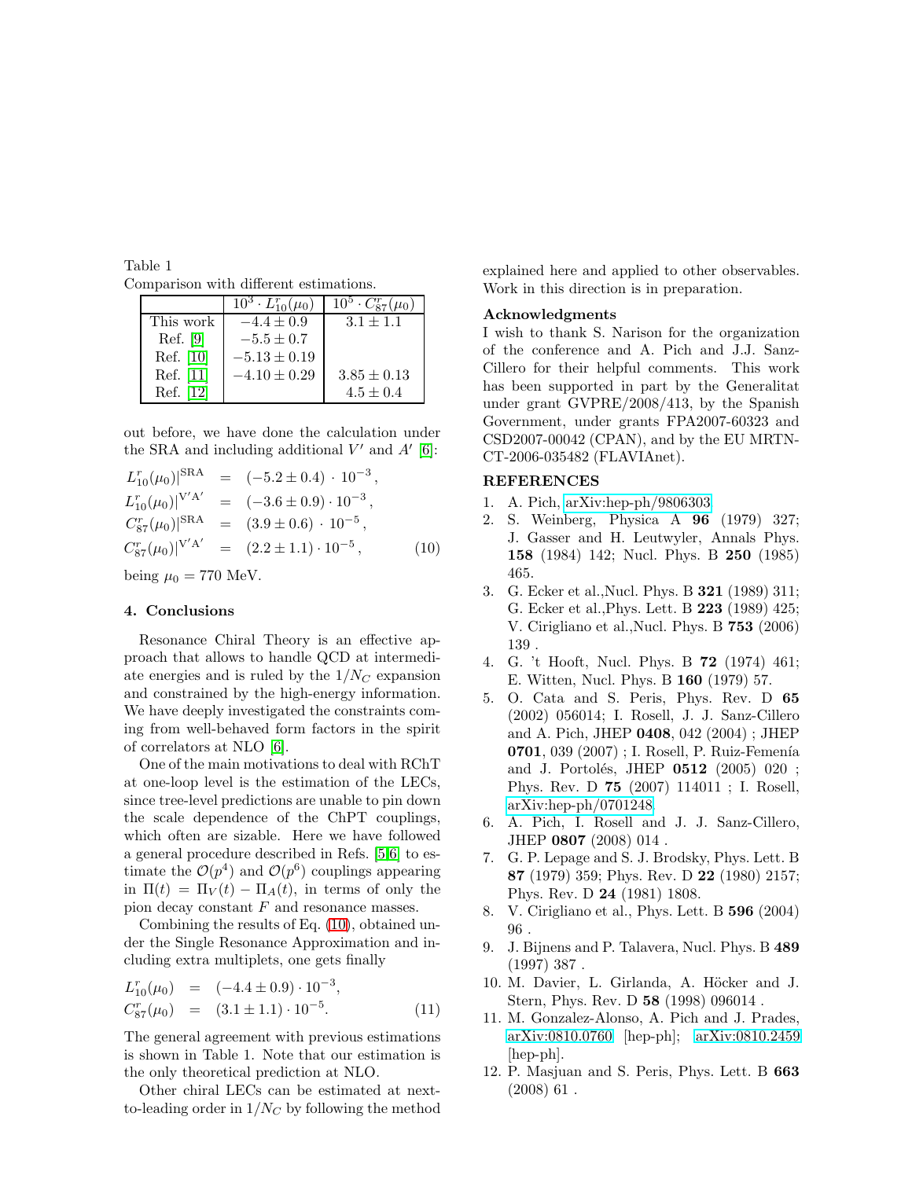Table 1
Comparison with different estimations.

| | $10^3 \cdot L_{10}^r(\mu_0)$ | $10^5 \cdot C_{87}^r(\mu_0)$ |
|---|---|---|
| This work | $-4.4 \pm 0.9$ | $3.1 \pm 1.1$ |
| Ref. [9] | $-5.5 \pm 0.7$ | |
| Ref. [10] | $-5.13 \pm 0.19$ | |
| Ref. [11] | $-4.10 \pm 0.29$ | $3.85 \pm 0.13$ |
| Ref. [12] | | $4.5 \pm 0.4$ |

out before, we have done the calculation under the SRA and including additional $V'$ and $A'$ [6]:

$$
\begin{aligned}
L_{10}^r(\mu_0)|^{\rm SRA} &= (-5.2 \pm 0.4) \cdot 10^{-3}\,, \\
L_{10}^r(\mu_0)|^{\rm V'A'} &= (-3.6 \pm 0.9) \cdot 10^{-3}\,, \\
C_{87}^r(\mu_0)|^{\rm SRA} &= (3.9 \pm 0.6) \cdot 10^{-5}\,, \\
C_{87}^r(\mu_0)|^{\rm V'A'} &= (2.2 \pm 1.1) \cdot 10^{-5}\,,
\end{aligned}
\qquad (10)
$$

being $\mu_0 = 770$ MeV.

## 4. Conclusions

Resonance Chiral Theory is an effective approach that allows to handle QCD at intermediate energies and is ruled by the $1/N_C$ expansion and constrained by the high-energy information. We have deeply investigated the constraints coming from well-behaved form factors in the spirit of correlators at NLO [6].

One of the main motivations to deal with RChT at one-loop level is the estimation of the LECs, since tree-level predictions are unable to pin down the scale dependence of the ChPT couplings, which often are sizable. Here we have followed a general procedure described in Refs. [5,6] to estimate the $\mathcal{O}(p^4)$ and $\mathcal{O}(p^6)$ couplings appearing in $\Pi(t) = \Pi_V(t) - \Pi_A(t)$, in terms of only the pion decay constant $F$ and resonance masses.

Combining the results of Eq. (10), obtained under the Single Resonance Approximation and including extra multiplets, one gets finally

$$
\begin{aligned}
L_{10}^r(\mu_0) &= (-4.4 \pm 0.9) \cdot 10^{-3}, \\
C_{87}^r(\mu_0) &= (3.1 \pm 1.1) \cdot 10^{-5}.
\end{aligned}
\qquad (11)
$$

The general agreement with previous estimations is shown in Table 1. Note that our estimation is the only theoretical prediction at NLO.

Other chiral LECs can be estimated at next-to-leading order in $1/N_C$ by following the method explained here and applied to other observables. Work in this direction is in preparation.

### Acknowledgments

I wish to thank S. Narison for the organization of the conference and A. Pich and J.J. Sanz-Cillero for their helpful comments. This work has been supported in part by the Generalitat under grant GVPRE/2008/413, by the Spanish Government, under grants FPA2007-60323 and CSD2007-00042 (CPAN), and by the EU MRTN-CT-2006-035482 (FLAVIAnet).

## REFERENCES

1. A. Pich, arXiv:hep-ph/9806303.
2. S. Weinberg, Physica A **96** (1979) 327; J. Gasser and H. Leutwyler, Annals Phys. **158** (1984) 142; Nucl. Phys. B **250** (1985) 465.
3. G. Ecker et al.,Nucl. Phys. B **321** (1989) 311; G. Ecker et al.,Phys. Lett. B **223** (1989) 425; V. Cirigliano et al.,Nucl. Phys. B **753** (2006) 139 .
4. G. 't Hooft, Nucl. Phys. B **72** (1974) 461; E. Witten, Nucl. Phys. B **160** (1979) 57.
5. O. Cata and S. Peris, Phys. Rev. D **65** (2002) 056014; I. Rosell, J. J. Sanz-Cillero and A. Pich, JHEP **0408**, 042 (2004) ; JHEP **0701**, 039 (2007) ; I. Rosell, P. Ruiz-Femenía and J. Portolés, JHEP **0512** (2005) 020 ; Phys. Rev. D **75** (2007) 114011 ; I. Rosell, arXiv:hep-ph/0701248.
6. A. Pich, I. Rosell and J. J. Sanz-Cillero, JHEP **0807** (2008) 014 .
7. G. P. Lepage and S. J. Brodsky, Phys. Lett. B **87** (1979) 359; Phys. Rev. D **22** (1980) 2157; Phys. Rev. D **24** (1981) 1808.
8. V. Cirigliano et al., Phys. Lett. B **596** (2004) 96 .
9. J. Bijnens and P. Talavera, Nucl. Phys. B **489** (1997) 387 .
10. M. Davier, L. Girlanda, A. Höcker and J. Stern, Phys. Rev. D **58** (1998) 096014 .
11. M. Gonzalez-Alonso, A. Pich and J. Prades, arXiv:0810.0760 [hep-ph]; arXiv:0810.2459 [hep-ph].
12. P. Masjuan and S. Peris, Phys. Lett. B **663** (2008) 61 .